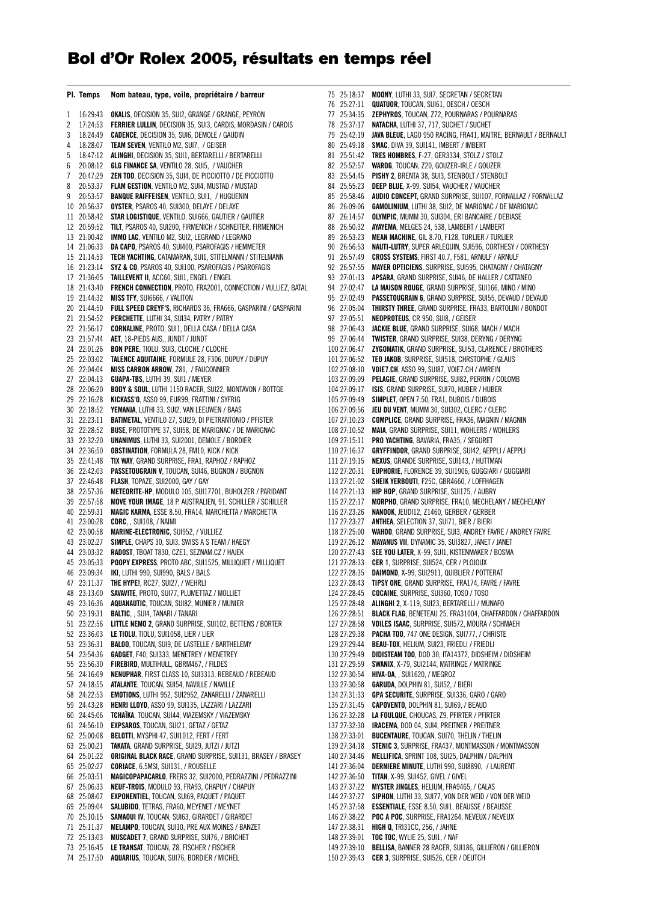# Bol d'Or Rolex 2005, résultats en temps réel

| Pl. | Temps | Nom bateau, type, voile, propriétaire / barreur |
|---|---|---|
| 1 | 16:29:43 | **OKALIS**, DECISION 35, SUI2, GRANGE / GRANGE, PEYRON |
| 2 | 17:24:53 | **FERRIER LULLIN**, DECISION 35, SUI3, CARDIS, MORDASIN / CARDIS |
| 3 | 18:24:49 | **CADENCE**, DECISION 35, SUI6, DEMOLE / GAUDIN |
| 4 | 18:28:07 | **TEAM SEVEN**, VENTILO M2, SUI7, / GEISER |
| 5 | 18:47:12 | **ALINGHI**, DECISION 35, SUI1, BERTARELLI / BERTARELLI |
| 6 | 20:08:12 | **GLG FINANCE SA**, VENTILO 28, SUI5, / VAUCHER |
| 7 | 20:47:29 | **ZEN TOO**, DECISION 35, SUI4, DE PICCIOTTO / DE PICCIOTTO |
| 8 | 20:53:37 | **FLAM GESTION**, VENTILO M2, SUI4, MUSTAD / MUSTAD |
| 9 | 20:53:57 | **BANQUE RAIFFEISEN**, VENTILO, SUI1, / HUGUENIN |
| 10 | 20:56:37 | **OYSTER**, PSAROS 40, SUI300, DELAYE / DELAYE |
| 11 | 20:58:42 | **STAR LOGISTIQUE**, VENTILO, SUI666, GAUTIER / GAUTIER |
| 12 | 20:59:52 | **TILT**, PSAROS 40, SUI200, FIRMENICH / SCHNEITER, FIRMENICH |
| 13 | 21:00:42 | **IMMO LAC**, VENTILO M2, SUI2, LEGRAND / LEGRAND |
| 14 | 21:06:33 | **DA CAPO**, PSAROS 40, SUI400, PSAROFAGIS / HEMMETER |
| 15 | 21:14:53 | **TECH YACHTING**, CATAMARAN, SUI1, STITELMANN / STITELMANN |
| 16 | 21:23:14 | **SYZ & CO**, PSAROS 40, SUI100, PSAROFAGIS / PSAROFAGIS |
| 17 | 21:36:05 | **TAILLEVENT II**, ACC60, SUI1, ENGEL / ENGEL |
| 18 | 21:43:40 | **FRENCH CONNECTION**, PROTO, FRA2001, CONNECTION / VULLIEZ, BATAL |
| 19 | 21:44:32 | **MISS TFY**, SUI6666, / VALITON |
| 20 | 21:44:50 | **FULL SPEED CREYF'S**, RICHARDS 36, FRA666, GASPARINI / GASPARINI |
| 21 | 21:54:52 | **PERCHETTE**, LUTHI 34, SUI34, PATRY / PATRY |
| 22 | 21:56:17 | **CORNALINE**, PROTO, SUI1, DELLA CASA / DELLA CASA |
| 23 | 21:57:44 | **AET**, 18-PIEDS AUS., JUNDT / JUNDT |
| 24 | 22:01:26 | **BON PERE**, TIOLU, SUI3, CLOCHE / CLOCHE |
| 25 | 22:03:02 | **TALENCE AQUITAINE**, FORMULE 28, F306, DUPUY / DUPUY |
| 26 | 22:04:04 | **MISS CARBON ARROW**, Z81, / FAUCONNIER |
| 27 | 22:04:13 | **GUAPA-TBS**, LUTHI 39, SUI1 / MEYER |
| 28 | 22:06:20 | **BODY & SOUL**, LUTHI 1150 RACER, SUI22, MONTAVON / BOTTGE |
| 29 | 22:16:28 | **KICKASS'O**, ASSO 99, EUR99, FRATTINI / SYFRIG |
| 30 | 22:18:52 | **YEMANJA**, LUTHI 33, SUI2, VAN LEEUWEN / BAAS |
| 31 | 22:23:11 | **BATIMETAL**, VENTILO 27, SUI29, DI PIETRANTONIO / PFISTER |
| 32 | 22:28:52 | **BUSE**, PROTOTYPE 37, SUI58, DE MARIGNAC / DE MARIGNAC |
| 33 | 22:32:20 | **UNANIMUS**, LUTHI 33, SUI2001, DEMOLE / BORDIER |
| 34 | 22:36:50 | **OBSTINATION**, FORMULA 28, FM10, KICK / KICK |
| 35 | 22:41:48 | **TIX WAY**, GRAND SURPRISE, FRA1, RAPHOZ / RAPHOZ |
| 36 | 22:42:03 | **PASSETOUGRAIN V**, TOUCAN, SUI46, BUGNON / BUGNON |
| 37 | 22:46:48 | **FLASH**, TOPAZE, SUI2000, GAY / GAY |
| 38 | 22:57:36 | **METEORITE-HP**, MODULO 105, SUI17701, BUHOLZER / PARIDANT |
| 39 | 22:57:58 | **MOVE YOUR IMAGE**, 18 P. AUSTRALIEN, 91, SCHILLER / SCHILLER |
| 40 | 22:59:31 | **MAGIC KARMA**, ESSE 8.50, FRA14, MARCHETTA / MARCHETTA |
| 41 | 23:00:28 | **CDRC**, , SUI108, / NAIMI |
| 42 | 23:00:58 | **MARINE-ELECTRONIC**, SUI952, / VULLIEZ |
| 43 | 23:02:27 | **SIMPLE**, CHAPS 30, SUI3, SWISS A S TEAM / HAEGY |
| 44 | 23:03:32 | **RADOST**, TBOAT T830, CZE1, SEZNAM.CZ / HAJEK |
| 45 | 23:05:33 | **POOPY EXPRESS**, PROTO ABC, SUI1525, MILLIQUET / MILLIQUET |
| 46 | 23:09:34 | **IKI**, LUTHI 990, SUI990, BALS / BALS |
| 47 | 23:11:37 | **THE HYPE!**, RC27, SUI27, / WEHRLI |
| 48 | 23:13:00 | **SAVAVITE**, PROTO, SUI77, PLUMETTAZ / MOLLIET |
| 49 | 23:16:36 | **AQUANAUTIC**, TOUCAN, SUI82, MUNIER / MUNIER |
| 50 | 23:19:31 | **BALTIC**, , SUI4, TANARI / TANARI |
| 51 | 23:22:56 | **LITTLE NEMO 2**, GRAND SURPRISE, SUI102, BETTENS / BORTER |
| 52 | 23:36:03 | **LE TIOLU**, TIOLU, SUI1058, LIER / LIER |
| 53 | 23:36:31 | **BALOO**, TOUCAN, SUI9, DE LASTELLE / BARTHELEMY |
| 54 | 23:54:36 | **GADGET**, F40, SUI333, MENETREY / MENETREY |
| 55 | 23:56:30 | **FIREBIRD**, MULTIHULL, GBRM467, / FILDES |
| 56 | 24:16:09 | **NENUPHAR**, FIRST CLASS 10, SUI3313, REBEAUD / REBEAUD |
| 57 | 24:18:55 | **ATALANTE**, TOUCAN, SUI54, NAVILLE / NAVILLE |
| 58 | 24:22:53 | **EMOTIONS**, LUTHI 952, SUI2952, ZANARELLI / ZANARELLI |
| 59 | 24:43:28 | **HENRI LLOYD**, ASSO 99, SUI135, LAZZARI / LAZZARI |
| 60 | 24:45:06 | **TCHAÏKA**, TOUCAN, SUI44, VIAZEMSKY / VIAZEMSKY |
| 61 | 24:56:10 | **EXPSAROS**, TOUCAN, SUI21, GETAZ / GETAZ |
| 62 | 25:00:08 | **BELOTTI**, MYSPHI 47, SUI1012, FERT / FERT |
| 63 | 25:00:21 | **TAKATA**, GRAND SURPRISE, SUI29, JUTZI / JUTZI |
| 64 | 25:01:22 | **ORIGINAL BLACK RACE**, GRAND SURPRISE, SUI131, BRASEY / BRASEY |
| 65 | 25:02:27 | **CORIACE**, 6.5MSI, SUI131, / ROUSELLE |
| 66 | 25:03:51 | **MAGICOPAPACARLO**, FRERS 32, SUI2000, PEDRAZZINI / PEDRAZZINI |
| 67 | 25:06:33 | **NEUF-TROIS**, MODULO 93, FRA93, CHAPUY / CHAPUY |
| 68 | 25:08:07 | **EXPONENTIEL**, TOUCAN, SUI69, PAQUET / PAQUET |
| 69 | 25:09:04 | **SALUBIDO**, TETRAS, FRA60, MEYENET / MEYNET |
| 70 | 25:10:15 | **SAMAOUI IV**, TOUCAN, SUI63, GIRARDET / GIRARDET |
| 71 | 25:11:37 | **MELAMPO**, TOUCAN, SUI10, PRE AUX MOINES / BANZET |
| 72 | 25:13:03 | **MUSCADET 7**, GRAND SURPRISE, SUI76, / BRICHET |
| 73 | 25:16:45 | **LE TRANSAT**, TOUCAN, Z8, FISCHER / FISCHER |
| 74 | 25:17:50 | **AQUARIUS**, TOUCAN, SUI76, BORDIER / MICHEL |
| 75 | 25:18:37 | **MOONY**, LUTHI 33, SUI7, SECRETAN / SECRETAN |
| 76 | 25:27:11 | **QUATUOR**, TOUCAN, SUI61, OESCH / OESCH |
| 77 | 25:34:35 | **ZEPHYROS**, TOUCAN, Z72, POURNARAS / POURNARAS |
| 78 | 25:37:17 | **NATACHA**, LUTHI 37, 717, SUCHET / SUCHET |
| 79 | 25:42:19 | **JAVA BLEUE**, LAGO 950 RACING, FRA41, MAITRE, BERNAULT / BERNAULT |
| 80 | 25:49:18 | **SMAC**, DIVA 39, SUI141, IMBERT / IMBERT |
| 81 | 25:51:42 | **TRES HOMBRES**, F-27, GER3334, STOLZ / STOLZ |
| 82 | 25:52:57 | **WAROG**, TOUCAN, Z20, GOUZER-IRLE / GOUZER |
| 83 | 25:54:45 | **PISHY 2**, BRENTA 38, SUI3, STENBOLT / STENBOLT |
| 84 | 25:55:23 | **DEEP BLUE**, X-99, SUI54, VAUCHER / VAUCHER |
| 85 | 25:58:46 | **AUDIO CONCEPT**, GRAND SURPRISE, SUI107, FORNALLAZ / FORNALLAZ |
| 86 | 26:09:06 | **GAMOLINIUM**, LUTHI 38, SUI2, DE MARIGNAC / DE MARIGNAC |
| 87 | 26:14:57 | **OLYMPIC**, MUMM 30, SUI304, ERI BANCAIRE / DEBIASE |
| 88 | 26:50:32 | **AYAYEMA**, MELGES 24, 538, LAMBERT / LAMBERT |
| 89 | 26:53:23 | **MEAN MACHINE**, GIL 8.70, F128, TURLIER / TURLIER |
| 90 | 26:56:53 | **NAUTI-LUTRY**, SUPER ARLEQUIN, SUI596, CORTHESY / CORTHESY |
| 91 | 26:57:49 | **CROSS SYSTEMS**, FIRST 40.7, F581, ARNULF / ARNULF |
| 92 | 26:57:55 | **MAYER OPTICIENS**, SURPRISE, SUI595, CHATAGNY / CHATAGNY |
| 93 | 27:01:13 | **APSARA**, GRAND SURPRISE, SUI46, DE HALLER / CATTANEO |
| 94 | 27:02:47 | **LA MAISON ROUGE**, GRAND SURPRISE, SUI166, MINO / MINO |
| 95 | 27:02:49 | **PASSETOUGRAIN 6**, GRAND SURPRISE, SUI55, DEVAUD / DEVAUD |
| 96 | 27:05:04 | **THIRSTY THREE**, GRAND SURPRISE, FRA33, BARTOLINI / BONDOT |
| 97 | 27:05:51 | **NEOPROTEUS**, CR 950, SUI8, / GEISER |
| 98 | 27:06:43 | **JACKIE BLUE**, GRAND SURPRISE, SUI68, MACH / MACH |
| 99 | 27:06:44 | **TWISTER**, GRAND SURPRISE, SUI38, DERYNG / DERYNG |
| 100 | 27:06:47 | **ZYGOMATIK**, GRAND SURPRISE, SUI53, CLARENCE / BROTHERS |
| 101 | 27:06:52 | **TEO JAKOB**, SURPRISE, SUI518, CHRSTOPHE / GLAUS |
| 102 | 27:08:10 | **VOIE7.CH**, ASSO 99, SUI87, VOIE7.CH / AMREIN |
| 103 | 27:09:09 | **PELAGIE**, GRAND SURPRISE, SUI82, PERRIN / COLOMB |
| 104 | 27:09:17 | **ISIS**, GRAND SURPRISE, SUI70, HUBER / HUBER |
| 105 | 27:09:49 | **SIMPLET**, OPEN 7.50, FRA1, DUBOIS / DUBOIS |
| 106 | 27:09:56 | **JEU DU VENT**, MUMM 30, SUI302, CLERC / CLERC |
| 107 | 27:10:23 | **COMPLICE**, GRAND SURPRISE, FRA36, MAGNIN / MAGNIN |
| 108 | 27:10:52 | **MAIA**, GRAND SURPRISE, SUI11, WOHLERS / WOHLERS |
| 109 | 27:15:11 | **PRO YACHTING**, BAVARIA, FRA35, / SEGURET |
| 110 | 27:16:37 | **GRYFFINDOR**, GRAND SURPRISE, SUI42, AEPPLI / AEPPLI |
| 111 | 27:19:15 | **NEXUS**, GRANDE SURPRISE, SUI143, / HUTTMAN |
| 112 | 27:20:31 | **EUPHORIE**, FLORENCE 39, SUI1906, GUGGIARI / GUGGIARI |
| 113 | 27:21:02 | **SHEIK YERBOUTI**, F25C, GBR4660, / LOFFHAGEN |
| 114 | 27:21:13 | **HIP HOP**, GRAND SURPRISE, SUI175, / AUBRY |
| 115 | 27:22:17 | **MORPHO**, GRAND SURPRISE, FRA10, MECHELANY / MECHELANY |
| 116 | 27:23:26 | **NANOOK**, JEUDI12, Z1460, GERBER / GERBER |
| 117 | 27:23:27 | **ANTHEA**, SELECTION 37, SUI71, BIER / BIERI |
| 118 | 27:25:00 | **WAHOO**, GRAND SURPRISE, SUI3, ANDREY FAVRE / ANDREY FAVRE |
| 119 | 27:26:12 | **MAYANUS VII**, DYNAMIC 35, SUI3827, JANET / JANET |
| 120 | 27:27:43 | **SEE YOU LATER**, X-99, SUI1, KISTENMAKER / BOSMA |
| 121 | 27:28:33 | **CER 1**, SURPRISE, SUI524, CER / PLOJOUX |
| 122 | 27:28:35 | **DAIMOND**, X-99, SUI2911, QUIBLIER / POTTERAT |
| 123 | 27:28:43 | **TIPSY ONE**, GRAND SURPRISE, FRA174, FAVRE / FAVRE |
| 124 | 27:28:45 | **COCAINE**, SURPRISE, SUI360, TOSO / TOSO |
| 125 | 27:28:48 | **ALINGHI 2**, X-119, SUI23, BERTARELLI / MUNAFO |
| 126 | 27:28:51 | **BLACK FLAG**, BENETEAU 25, FRA31004, CHAFFARDON / CHAFFARDON |
| 127 | 27:28:58 | **VOILES ISAAC**, SURPRISE, SUI572, MOURA / SCHMAEH |
| 128 | 27:29:38 | **PACHA TOO**, 747 ONE DESIGN, SUI777, / CHRISTE |
| 129 | 27:29:44 | **BEAU-TOX**, HELIUM, SUI23, FRIEDLI / FRIEDLI |
| 130 | 27:29:49 | **DIDISTEAM TOO**, DOD 30, ITA14372, DIDSHEIM / DIDSHEIM |
| 131 | 27:29:59 | **SWANIX**, X-79, SUI2144, MATRINGE / MATRINGE |
| 132 | 27:30:54 | **HIVA-OA**, , SUI1620, / MEGROZ |
| 133 | 27:30:58 | **GARUDA**, DOLPHIN 81, SUI52, / BIERI |
| 134 | 27:31:33 | **GPA SECURITE**, SURPRISE, SUI336, GARO / GARO |
| 135 | 27:31:45 | **CAPOVENTO**, DOLPHIN 81, SUI69, / BEAUD |
| 136 | 27:32:28 | **LA FOULQUE**, CHOUCAS, Z9, PFIRTER / PFIRTER |
| 137 | 27:32:30 | **IRACEMA**, DOD 04, SUI4, PREITNER / PREITNER |
| 138 | 27:33:01 | **BUCENTAURE**, TOUCAN, SUI70, THELIN / THELIN |
| 139 | 27:34:18 | **STENIC 3**, SURPRISE, FRA437, MONTMASSON / MONTMASSON |
| 140 | 27:34:46 | **MELLIFICA**, SPRINT 108, SUI25, DALPHIN / DALPHIN |
| 141 | 27:36:04 | **DERNIERE MINUTE**, LUTHI 990, SUI8890, / LAURENT |
| 142 | 27:36:50 | **TITAN**, X-99, SUI452, GIVEL / GIVEL |
| 143 | 27:37:22 | **MYSTER JINGLES**, HELIUM, FRA9465, / CALAS |
| 144 | 27:37:27 | **SIPHON**, LUTHI 33, SUI77, VON DER WEID / VON DER WEID |
| 145 | 27:37:58 | **ESSENTIALE**, ESSE 8.50, SUI1, BEAUSSE / BEAUSSE |
| 146 | 27:38:22 | **POC A POC**, SURPRISE, FRA1264, NEVEUX / NEVEUX |
| 147 | 27:38:31 | **HIGH Q**, TRI31CC, 256, / JAHNE |
| 148 | 27:39:01 | **TOC TOC**, WYLIE 25, SUI1, / NAF |
| 149 | 27:39:10 | **BELLISA**, BANNER 28 RACER, SUI186, GILLIERON / GILLIERON |
| 150 | 27:39:43 | **CER 3**, SURPRISE, SUI526, CER / DEUTCH |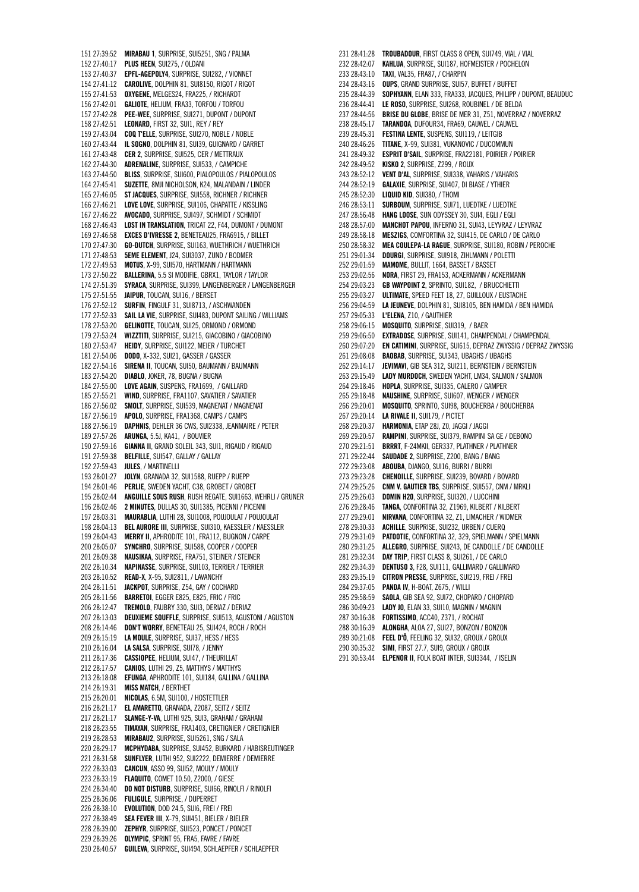151 27:39:52 **MIRABAU 1**, SURPRISE, SUI5251, SNG / PALMA
152 27:40:17 **PLUS HEEN**, SUI275, / OLDANI
153 27:40:37 **EPFL-AGEPOLY4**, SURPRISE, SUI282, / VIONNET
154 27:41:12 **CAROLIVE**, DOLPHIN 81, SUI8150, RIGOT / RIGOT
155 27:41:53 **OXYGENE**, MELGES24, FRA225, / RICHARDT
156 27:42:01 **GALIOTE**, HELIUM, FRA33, TORFOU / TORFOU
157 27:42:28 **PEE-WEE**, SURPRISE, SUI271, DUPONT / DUPONT
158 27:42:51 **LEONARD**, FIRST 32, SUI1, REY / REY
159 27:43:04 **COQ T'ELLE**, SURPRISE, SUI270, NOBLE / NOBLE
160 27:43:44 **IL SOGNO**, DOLPHIN 81, SUI39, GUIGNARD / GARRET
161 27:43:48 **CER 2**, SURPRISE, SUI525, CER / METTRAUX
162 27:44:30 **ADRENALINE**, SURPRISE, SUI533, / CAMPICHE
163 27:44:50 **BLISS**, SURPRISE, SUI600, PIALOPOULOS / PIALOPOULOS
164 27:45:41 **SUZETTE**, 8MJI NICHOLSON, K24, MALANDAIN / LINDER
165 27:46:05 **ST JACQUES**, SURPRISE, SUI558, RICHNER / RICHNER
166 27:46:21 **LOVE LOVE**, SURPRISE, SUI106, CHAPATTE / KISSLING
167 27:46:22 **AVOCADO**, SURPRISE, SUI497, SCHMIDT / SCHMIDT
168 27:46:43 **LOST IN TRANSLATION**, TRICAT 22, F44, DUMONT / DUMONT
169 27:46:58 **EXCES D'IVRESSE 2**, BENETEAU25, FRA6915, / BILLET
170 27:47:30 **GO-DUTCH**, SURPRISE, SUI163, WUETHRICH / WUETHRICH
171 27:48:53 **5EME ELEMENT**, J24, SUI3037, ZUND / BODMER
172 27:49:53 **MOTUS**, X-99, SUI570, HARTMANN / HARTMANN
173 27:50:22 **BALLERINA**, 5.5 SI MODIFIE, GBRX1, TAYLOR / TAYLOR
174 27:51:39 **SYRACA**, SURPRISE, SUI399, LANGENBERGER / LANGENBERGER
175 27:51:55 **JAIPUR**, TOUCAN, SUI16, / BERSET
176 27:52:12 **SURFIN**, FINGULF 31, SUI8713, / ASCHWANDEN
177 27:52:33 **SAIL LA VIE**, SURPRISE, SUI483, DUPONT SAILING / WILLIAMS
178 27:53:20 **GELINOTTE**, TOUCAN, SUI25, ORMOND / ORMOND
179 27:53:24 **WIZZTITI**, SURPRISE, SUI215, GIACOBINO / GIACOBINO
180 27:53:47 **HEIDY**, SURPRISE, SUI122, MEIER / TURCHET
181 27:54:06 **DODO**, X-332, SUI21, GASSER / GASSER
182 27:54:16 **SIRENA II**, TOUCAN, SUI50, BAUMANN / BAUMANN
183 27:54:20 **DIABLO**, JOKER, 78, BUGNA / BUGNA
184 27:55:00 **LOVE AGAIN**, SUSPENS, FRA1699, / GAILLARD
185 27:55:21 **WIND**, SURPRISE, FRA1107, SAVATIER / SAVATIER
186 27:56:02 **SMOLT**, SURPRISE, SUI539, MAGNENAT / MAGNENAT
187 27:56:19 **APOLO**, SURPRISE, FRA1368, CAMPS / CAMPS
188 27:56:19 **DAPHNIS**, DEHLER 36 CWS, SUI2338, JEANMAIRE / PETER
189 27:57:26 **ARUNGA**, 5.5J, KA41, / BOUVIER
190 27:59:16 **GIANNA II**, GRAND SOLEIL 343, SUI1, RIGAUD / RIGAUD
191 27:59:38 **BELFILLE**, SUI547, GALLAY / GALLAY
192 27:59:43 **JULES**, / MARTINELLI
193 28:01:27 **JOLYN**, GRANADA 32, SUI1588, RUEPP / RUEPP
194 28:01:46 **PERLIE**, SWEDEN YACHT, C38, GROBET / GROBET
195 28:02:44 **ANGUILLE SOUS RUSH**, RUSH REGATE, SUI1663, WEHRLI / GRUNER
196 28:02:46 **2 MINUTES**, DULLAS 30, SUI1385, PICENNI / PICENNI
197 28:03:31 **MAURABLIA**, LUTHI 28, SUI1008, POUJOULAT / POUJOULAT
198 28:04:13 **BEL AURORE III**, SURPRISE, SUI310, KAESSLER / KAESSLER
199 28:04:43 **MERRY II**, APHRODITE 101, FRA112, BUGNON / CARPE
200 28:05:07 **SYNCHRO**, SURPRISE, SUI588, COOPER / COOPER
201 28:09:38 **NAUSIKAA**, SURPRISE, FRA751, STEINER / STEINER
202 28:10:34 **NAPINASSE**, SURPRISE, SUI103, TERRIER / TERRIER
203 28:10:52 **READ-X**, X-95, SUI2811, / LAVANCHY
204 28:11:51 **JACKPOT**, SURPRISE, Z54, GAY / COCHARD
205 28:11:56 **BARRETOI**, EGGER E825, E825, FRIC / FRIC
206 28:12:47 **TREMOLO**, FAUBRY 330, SUI3, DERIAZ / DERIAZ
207 28:13:03 **DEUXIEME SOUFFLE**, SURPRISE, SUI513, AGUSTONI / AGUSTON
208 28:14:46 **DON'T WORRY**, BENETEAU 25, SUI424, ROCH / ROCH
209 28:15:19 **LA MOULE**, SURPRISE, SUI37, HESS / HESS
210 28:16:04 **LA SALSA**, SURPRISE, SUI78, / JENNY
211 28:17:36 **CASSIOPEE**, HELIUM, SUI47, / THEURILLAT
212 28:17:57 **CANIOS**, LUTHI 29, Z5, MATTHYS / MATTHYS
213 28:18:08 **EFUNGA**, APHRODITE 101, SUI184, GALLINA / GALLINA
214 28:19:31 **MISS MATCH**, / BERTHET
215 28:20:01 **NICOLAS**, 6.5M, SUI100, / HOSTETTLER
216 28:21:17 **EL AMARETTO**, GRANADA, Z2087, SEITZ / SEITZ
217 28:21:17 **SLANGE-Y-VA**, LUTHI 925, SUI3, GRAHAM / GRAHAM
218 28:23:55 **TIMAYAN**, SURPRISE, FRA1403, CRETIGNIER / CRETIGNIER
219 28:28:53 **MIRABAU2**, SURPRISE, SUI5261, SNG / SALA
220 28:29:17 **MCPHYDABA**, SURPRISE, SUI452, BURKARD / HABISREUTINGER
221 28:31:58 **SUNFLYER**, LUTHI 952, SUI2222, DEMIERRE / DEMIERRE
222 28:33:03 **CANCUN**, ASSO 99, SUI52, MOULY / MOULY
223 28:33:19 **FLAQUITO**, COMET 10.50, Z2000, / GIESE
224 28:34:40 **DO NOT DISTURB**, SURPRISE, SUI66, RINOLFI / RINOLFI
225 28:36:06 **FULIGULE**, SURPRISE, / DUPERRET
226 28:38:10 **EVOLUTION**, DOD 24.5, SUI6, FREI / FREI
227 28:38:49 **SEA FEVER III**, X-79, SUI451, BIELER / BIELER
228 28:39:00 **ZEPHYR**, SURPRISE, SUI523, PONCET / PONCET
229 28:39:26 **OLYMPIC**, SPRINT 95, FRA5, FAVRE / FAVRE
230 28:40:57 **GUILEVA**, SURPRISE, SUI494, SCHLAEPFER / SCHLAEPFER
231 28:41:28 **TROUBADOUR**, FIRST CLASS 8 OPEN, SUI749, VIAL / VIAL
232 28:42:07 **KAHLUA**, SURPRISE, SUI187, HOFMEISTER / POCHELON
233 28:43:10 **TAXI**, VAL35, FRA87, / CHARPIN
234 28:43:16 **OUPS**, GRAND SURPRISE, SUI57, BUFFET / BUFFET
235 28:44:39 **SOPHYANN**, ELAN 333, FRA333, JACQUES, PHILIPP / DUPONT, BEAUDUC
236 28:44:41 **LE ROSO**, SURPRISE, SUI268, ROUBINEL / DE BELDA
237 28:44:56 **BRISE DU GLOBE**, BRISE DE MER 31, Z51, NOVERRAZ / NOVERRAZ
238 28:45:17 **TARANDOA**, DUFOUR34, FRA69, CAUWEL / CAUWEL
239 28:45:31 **FESTINA LENTE**, SUSPENS, SUI119, / LEITGIB
240 28:46:26 **TITANE**, X-99, SUI381, VUKANOVIC / DUCOMMUN
241 28:49:32 **ESPRIT D'SAIL**, SURPRISE, FRA22181, POIRIER / POIRIER
242 28:49:52 **KISKO 2**, SURPRISE, Z299, / ROUX
243 28:52:12 **VENT D'AL**, SURPRISE, SUI338, VAHARIS / VAHARIS
244 28:52:19 **GALAXIE**, SURPRISE, SUI407, DI BIASE / YTHIER
245 28:52:30 **LIQUID KID**, SUI380, / THOMI
246 28:53:11 **SURBOUM**, SURPRISE, SUI71, LUEDTKE / LUEDTKE
247 28:56:48 **HANG LOOSE**, SUN ODYSSEY 30, SUI4, EGLI / EGLI
248 28:57:00 **MANCHOT PAPOU**, INFERNO 31, SUI43, LEYVRAZ / LEYVRAZ
249 28:58:18 **MESZIGS**, COMFORTINA 32, SUI415, DE CARLO / DE CARLO
250 28:58:32 **MEA COULEPA-LA RAGUE**, SURPRISE, SUI180, ROBIN / PEROCHE
251 29:01:34 **DOURGI**, SURPRISE, SUI918, ZIHLMANN / POLETTI
252 29:01:59 **MAMOME**, BULLIT, 1664, BASSET / BASSET
253 29:02:56 **NORA**, FIRST 29, FRA153, ACKERMANN / ACKERMANN
254 29:03:23 **GB WAYPOINT 2**, SPRINTO, SUI182, / BRUCCHIETTI
255 29:03:27 **ULTIMATE**, SPEED FEET 18, 27, GUILLOUX / EUSTACHE
256 29:04:59 **LA JEUNEVE**, DOLPHIN 81, SUI8105, BEN HAMIDA / BEN HAMIDA
257 29:05:33 **L'ELENA**, Z10, / GAUTHIER
258 29:06:15 **MOSQUITO**, SURPRISE, SUI319, / BAER
259 29:06:50 **EXTRADOSE**, SURPRISE, SUI141, CHAMPENDAL / CHAMPENDAL
260 29:07:20 **EN CATIMINI**, SURPRISE, SUI615, DEPRAZ ZWYSSIG / DEPRAZ ZWYSSIG
261 29:08:08 **BAOBAB**, SURPRISE, SUI343, UBAGHS / UBAGHS
262 29:14:17 **JEVIMAVI**, GIB SEA 312, SUI211, BERNSTEIN / BERNSTEIN
263 29:15:49 **LADY MURDOCH**, SWEDEN YACHT, LM34, SALMON / SALMON
264 29:18:46 **HOPLA**, SURPRISE, SUI335, CALERO / GAMPER
265 29:18:48 **NAUSHINE**, SURPRISE, SUI607, WENGER / WENGER
266 29:20:01 **MOSQUITO**, SPRINTO, SUI98, BOUCHERBA / BOUCHERBA
267 29:20:14 **LA RIVALE II**, SUI179, / PICTET
268 29:20:37 **HARMONIA**, ETAP 28I, Z0, JAGGI / JAGGI
269 29:20:57 **RAMPINI**, SURPRISE, SUI379, RAMPINI SA GE / DEBONO
270 29:21:51 **BRRRT**, F-24MKII, GER337, PLATHNER / PLATHNER
271 29:22:44 **SAUDADE 2**, SURPRISE, Z200, BANG / BANG
272 29:23:08 **ABOUBA**, DJANGO, SUI16, BURRI / BURRI
273 29:23:28 **CHENOILLE**, SURPRISE, SUI239, BOVARD / BOVARD
274 29:25:26 **CNM V. GAUTIER TBS**, SURPRISE, SUI557, CNM / MRKLI
275 29:26:03 **DOMIN H2O**, SURPRISE, SUI320, / LUCCHINI
276 29:28:46 **TANGA**, CONFORTINA 32, Z1969, KILBERT / KILBERT
277 29:29:01 **NIRVANA**, CONFORTINA 32, Z1, LIMACHER / WIDMER
278 29:30:33 **ACHILLE**, SURPRISE, SUI232, URBEN / CUERQ
279 29:31:09 **PATOOTIE**, CONFORTINA 32, 329, SPIELMANN / SPIELMANN
280 29:31:25 **ALLEGRO**, SURPRISE, SUI243, DE CANDOLLE / DE CANDOLLE
281 29:32:34 **DAY TRIP**, FIRST CLASS 8, SUI261, / DE CARLO
282 29:34:39 **DENTUSO 3**, F28, SUI111, GALLIMARD / GALLIMARD
283 29:35:19 **CITRON PRESSE**, SURPRISE, SUI219, FREI / FREI
284 29:37:05 **PANDA IV**, H-BOAT, Z675, / WILLI
285 29:58:59 **SAOLA**, GIB SEA 92, SUI72, CHOPARD / CHOPARD
286 30:09:23 **LADY JO**, ELAN 33, SUI10, MAGNIN / MAGNIN
287 30:16:38 **FORTISSIMO**, ACC40, Z371, / ROCHAT
288 30:16:39 **ALONGHA**, ALOA 27, SUI27, BONZON / BONZON
289 30:21:08 **FEEL D'Ô**, FEELING 32, SUI32, GROUX / GROUX
290 30:35:32 **SIMI**, FIRST 27.7, SUI9, GROUX / GROUX
291 30:53:44 **ELPENOR II**, FOLK BOAT INTER, SUI3344, / ISELIN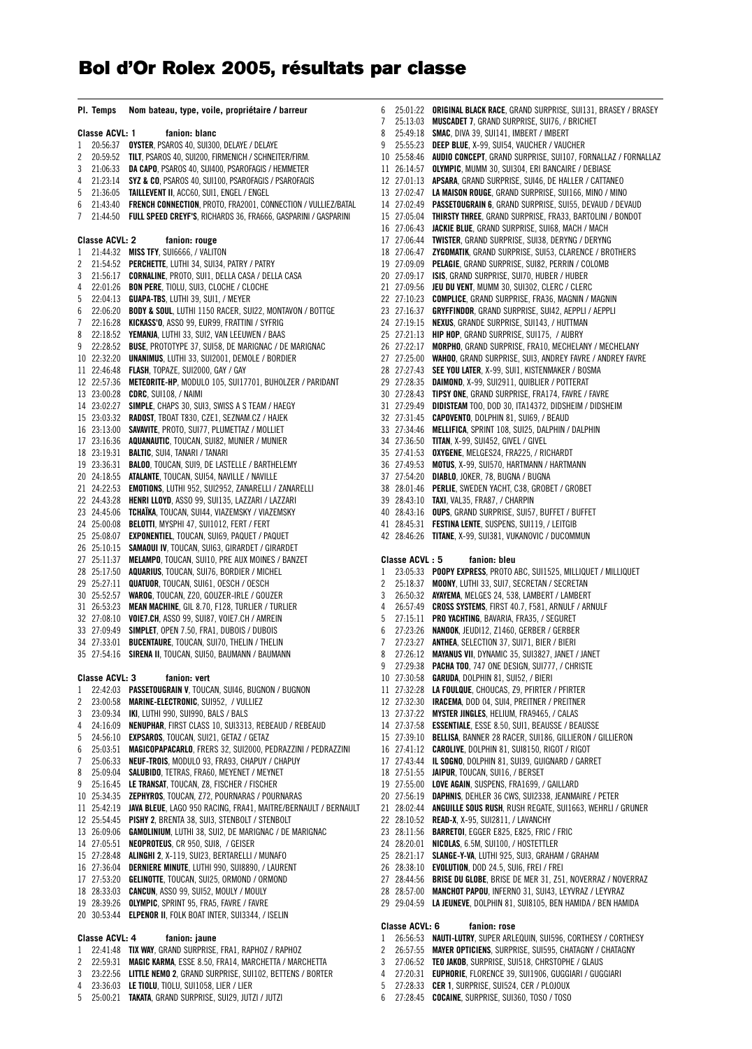# Bol d'Or Rolex 2005, résultats par classe

| Pl. | Temps | Nom bateau, type, voile, propriétaire / barreur |
|---|---|---|

## Classe ACVL: 1 fanion: blanc

| Pl. | Temps | Nom bateau, type, voile, propriétaire / barreur |
|---|---|---|
| 1 | 20:56:37 | **OYSTER**, PSAROS 40, SUI300, DELAYE / DELAYE |
| 2 | 20:59:52 | **TILT**, PSAROS 40, SUI200, FIRMENICH / SCHNEITER/FIRM. |
| 3 | 21:06:33 | **DA CAPO**, PSAROS 40, SUI400, PSAROFAGIS / HEMMETER |
| 4 | 21:23:14 | **SYZ & CO**, PSAROS 40, SUI100, PSAROFAGIS / PSAROFAGIS |
| 5 | 21:36:05 | **TAILLEVENT II**, ACC60, SUI1, ENGEL / ENGEL |
| 6 | 21:43:40 | **FRENCH CONNECTION**, PROTO, FRA2001, CONNECTION / VULLIEZ/BATAL |
| 7 | 21:44:50 | **FULL SPEED CREYF'S**, RICHARDS 36, FRA666, GASPARINI / GASPARINI |

## Classe ACVL: 2 fanion: rouge

| Pl. | Temps | Nom bateau, type, voile, propriétaire / barreur |
|---|---|---|
| 1 | 21:44:32 | **MISS TFY**, SUI6666, / VALITON |
| 2 | 21:54:52 | **PERCHETTE**, LUTHI 34, SUI34, PATRY / PATRY |
| 3 | 21:56:17 | **CORNALINE**, PROTO, SUI1, DELLA CASA / DELLA CASA |
| 4 | 22:01:26 | **BON PERE**, TIOLU, SUI3, CLOCHE / CLOCHE |
| 5 | 22:04:13 | **GUAPA-TBS**, LUTHI 39, SUI1, / MEYER |
| 6 | 22:06:20 | **BODY & SOUL**, LUTHI 1150 RACER, SUI22, MONTAVON / BOTTGE |
| 7 | 22:16:28 | **KICKASS'O**, ASSO 99, EUR99, FRATTINI / SYFRIG |
| 8 | 22:18:52 | **YEMANJA**, LUTHI 33, SUI2, VAN LEEUWEN / BAAS |
| 9 | 22:28:52 | **BUSE**, PROTOTYPE 37, SUI58, DE MARIGNAC / DE MARIGNAC |
| 10 | 22:32:20 | **UNANIMUS**, LUTHI 33, SUI2001, DEMOLE / BORDIER |
| 11 | 22:46:48 | **FLASH**, TOPAZE, SUI2000, GAY / GAY |
| 12 | 22:57:36 | **METEORITE-HP**, MODULO 105, SUI17701, BUHOLZER / PARIDANT |
| 13 | 23:00:28 | **CDRC**, SUI108, / NAIMI |
| 14 | 23:02:27 | **SIMPLE**, CHAPS 30, SUI3, SWISS A S TEAM / HAEGY |
| 15 | 23:03:32 | **RADOST**, TBOAT T830, CZE1, SEZNAM.CZ / HAJEK |
| 16 | 23:13:00 | **SAVAVITE**, PROTO, SUI77, PLUMETTAZ / MOLLIET |
| 17 | 23:16:36 | **AQUANAUTIC**, TOUCAN, SUI82, MUNIER / MUNIER |
| 18 | 23:19:31 | **BALTIC**, SUI4, TANARI / TANARI |
| 19 | 23:36:31 | **BALOO**, TOUCAN, SUI9, DE LASTELLE / BARTHELEMY |
| 20 | 24:18:55 | **ATALANTE**, TOUCAN, SUI54, NAVILLE / NAVILLE |
| 21 | 24:22:53 | **EMOTIONS**, LUTHI 952, SUI2952, ZANARELLI / ZANARELLI |
| 22 | 24:43:28 | **HENRI LLOYD**, ASSO 99, SUI135, LAZZARI / LAZZARI |
| 23 | 24:45:06 | **TCHAÏKA**, TOUCAN, SUI44, VIAZEMSKY / VIAZEMSKY |
| 24 | 25:00:08 | **BELOTTI**, MYSPHI 47, SUI1012, FERT / FERT |
| 25 | 25:08:07 | **EXPONENTIEL**, TOUCAN, SUI69, PAQUET / PAQUET |
| 26 | 25:10:15 | **SAMAOUI IV**, TOUCAN, SUI63, GIRARDET / GIRARDET |
| 27 | 25:11:37 | **MELAMPO**, TOUCAN, SUI10, PRE AUX MOINES / BANZET |
| 28 | 25:17:50 | **AQUARIUS**, TOUCAN, SUI76, BORDIER / MICHEL |
| 29 | 25:27:11 | **QUATUOR**, TOUCAN, SUI61, OESCH / OESCH |
| 30 | 25:52:57 | **WAROG**, TOUCAN, Z20, GOUZER-IRLE / GOUZER |
| 31 | 26:53:23 | **MEAN MACHINE**, GIL 8.70, F128, TURLIER / TURLIER |
| 32 | 27:08:10 | **VOIE7.CH**, ASSO 99, SUI87, VOIE7.CH / AMREIN |
| 33 | 27:09:49 | **SIMPLET**, OPEN 7.50, FRA1, DUBOIS / DUBOIS |
| 34 | 27:33:01 | **BUCENTAURE**, TOUCAN, SUI70, THELIN / THELIN |
| 35 | 27:54:16 | **SIRENA II**, TOUCAN, SUI50, BAUMANN / BAUMANN |

## Classe ACVL: 3 fanion: vert

| Pl. | Temps | Nom bateau, type, voile, propriétaire / barreur |
|---|---|---|
| 1 | 22:42:03 | **PASSETOUGRAIN V**, TOUCAN, SUI46, BUGNON / BUGNON |
| 2 | 23:00:58 | **MARINE-ELECTRONIC**, SUI952, / VULLIEZ |
| 3 | 23:09:34 | **IKI**, LUTHI 990, SUI990, BALS / BALS |
| 4 | 24:16:09 | **NENUPHAR**, FIRST CLASS 10, SUI3313, REBEAUD / REBEAUD |
| 5 | 24:56:10 | **EXPSAROS**, TOUCAN, SUI21, GETAZ / GETAZ |
| 6 | 25:03:51 | **MAGICOPAPACARLO**, FRERS 32, SUI2000, PEDRAZZINI / PEDRAZZINI |
| 7 | 25:06:33 | **NEUF-TROIS**, MODULO 93, FRA93, CHAPUY / CHAPUY |
| 8 | 25:09:04 | **SALUBIDO**, TETRAS, FRA60, MEYENET / MEYNET |
| 9 | 25:16:45 | **LE TRANSAT**, TOUCAN, Z8, FISCHER / FISCHER |
| 10 | 25:34:35 | **ZEPHYROS**, TOUCAN, Z72, POURNARAS / POURNARAS |
| 11 | 25:42:19 | **JAVA BLEUE**, LAGO 950 RACING, FRA41, MAITRE/BERNAULT / BERNAULT |
| 12 | 25:54:45 | **PISHY 2**, BRENTA 38, SUI3, STENBOLT / STENBOLT |
| 13 | 26:09:06 | **GAMOLINIUM**, LUTHI 38, SUI2, DE MARIGNAC / DE MARIGNAC |
| 14 | 27:05:51 | **NEOPROTEUS**, CR 950, SUI8, / GEISER |
| 15 | 27:28:48 | **ALINGHI 2**, X-119, SUI23, BERTARELLI / MUNAFO |
| 16 | 27:36:04 | **DERNIERE MINUTE**, LUTHI 990, SUI8890, / LAURENT |
| 17 | 27:53:20 | **GELINOTTE**, TOUCAN, SUI25, ORMOND / ORMOND |
| 18 | 28:33:03 | **CANCUN**, ASSO 99, SUI52, MOULY / MOULY |
| 19 | 28:39:26 | **OLYMPIC**, SPRINT 95, FRA5, FAVRE / FAVRE |
| 20 | 30:53:44 | **ELPENOR II**, FOLK BOAT INTER, SUI3344, / ISELIN |

## Classe ACVL: 4 fanion: jaune

| Pl. | Temps | Nom bateau, type, voile, propriétaire / barreur |
|---|---|---|
| 1 | 22:41:48 | **TIX WAY**, GRAND SURPRISE, FRA1, RAPHOZ / RAPHOZ |
| 2 | 22:59:31 | **MAGIC KARMA**, ESSE 8.50, FRA14, MARCHETTA / MARCHETTA |
| 3 | 23:22:56 | **LITTLE NEMO 2**, GRAND SURPRISE, SUI102, BETTENS / BORTER |
| 4 | 23:36:03 | **LE TIOLU**, TIOLU, SUI1058, LIER / LIER |
| 5 | 25:00:21 | **TAKATA**, GRAND SURPRISE, SUI29, JUTZI / JUTZI |
| 6 | 25:01:22 | **ORIGINAL BLACK RACE**, GRAND SURPRISE, SUI131, BRASEY / BRASEY |
| 7 | 25:13:03 | **MUSCADET 7**, GRAND SURPRISE, SUI76, / BRICHET |
| 8 | 25:49:18 | **SMAC**, DIVA 39, SUI141, IMBERT / IMBERT |
| 9 | 25:55:23 | **DEEP BLUE**, X-99, SUI54, VAUCHER / VAUCHER |
| 10 | 25:58:46 | **AUDIO CONCEPT**, GRAND SURPRISE, SUI107, FORNALLAZ / FORNALLAZ |
| 11 | 26:14:57 | **OLYMPIC**, MUMM 30, SUI304, ERI BANCAIRE / DEBIASE |
| 12 | 27:01:13 | **APSARA**, GRAND SURPRISE, SUI46, DE HALLER / CATTANEO |
| 13 | 27:02:47 | **LA MAISON ROUGE**, GRAND SURPRISE, SUI166, MINO / MINO |
| 14 | 27:02:49 | **PASSETOUGRAIN 6**, GRAND SURPRISE, SUI55, DEVAUD / DEVAUD |
| 15 | 27:05:04 | **THIRSTY THREE**, GRAND SURPRISE, FRA33, BARTOLINI / BONDOT |
| 16 | 27:06:43 | **JACKIE BLUE**, GRAND SURPRISE, SUI68, MACH / MACH |
| 17 | 27:06:44 | **TWISTER**, GRAND SURPRISE, SUI38, DERYNG / DERYNG |
| 18 | 27:06:47 | **ZYGOMATIK**, GRAND SURPRISE, SUI53, CLARENCE / BROTHERS |
| 19 | 27:09:09 | **PELAGIE**, GRAND SURPRISE, SUI82, PERRIN / COLOMB |
| 20 | 27:09:17 | **ISIS**, GRAND SURPRISE, SUI70, HUBER / HUBER |
| 21 | 27:09:56 | **JEU DU VENT**, MUMM 30, SUI302, CLERC / CLERC |
| 22 | 27:10:23 | **COMPLICE**, GRAND SURPRISE, FRA36, MAGNIN / MAGNIN |
| 23 | 27:16:37 | **GRYFFINDOR**, GRAND SURPRISE, SUI42, AEPPLI / AEPPLI |
| 24 | 27:19:15 | **NEXUS**, GRANDE SURPRISE, SUI143, / HUTTMAN |
| 25 | 27:21:13 | **HIP HOP**, GRAND SURPRISE, SUI175, / AUBRY |
| 26 | 27:22:17 | **MORPHO**, GRAND SURPRISE, FRA10, MECHELANY / MECHELANY |
| 27 | 27:25:00 | **WAHOO**, GRAND SURPRISE, SUI3, ANDREY FAVRE / ANDREY FAVRE |
| 28 | 27:27:43 | **SEE YOU LATER**, X-99, SUI1, KISTENMAKER / BOSMA |
| 29 | 27:28:35 | **DAIMOND**, X-99, SUI2911, QUIBLIER / POTTERAT |
| 30 | 27:28:43 | **TIPSY ONE**, GRAND SURPRISE, FRA174, FAVRE / FAVRE |
| 31 | 27:29:49 | **DIDISTEAM** TOO, DOD 30, ITA14372, DIDSHEIM / DIDSHEIM |
| 32 | 27:31:45 | **CAPOVENTO**, DOLPHIN 81, SUI69, / BEAUD |
| 33 | 27:34:46 | **MELLIFICA**, SPRINT 108, SUI25, DALPHIN / DALPHIN |
| 34 | 27:36:50 | **TITAN**, X-99, SUI452, GIVEL / GIVEL |
| 35 | 27:41:53 | **OXYGENE**, MELGES24, FRA225, / RICHARDT |
| 36 | 27:49:53 | **MOTUS**, X-99, SUI570, HARTMANN / HARTMANN |
| 37 | 27:54:20 | **DIABLO**, JOKER, 78, BUGNA / BUGNA |
| 38 | 28:01:46 | **PERLIE**, SWEDEN YACHT, C38, GROBET / GROBET |
| 39 | 28:43:10 | **TAXI**, VAL35, FRA87, / CHARPIN |
| 40 | 28:43:16 | **OUPS**, GRAND SURPRISE, SUI57, BUFFET / BUFFET |
| 41 | 28:45:31 | **FESTINA LENTE**, SUSPENS, SUI119, / LEITGIB |
| 42 | 28:46:26 | **TITANE**, X-99, SUI381, VUKANOVIC / DUCOMMUN |

## Classe ACVL : 5 fanion: bleu

| Pl. | Temps | Nom bateau, type, voile, propriétaire / barreur |
|---|---|---|
| 1 | 23:05:33 | **POOPY EXPRESS**, PROTO ABC, SUI1525, MILLIQUET / MILLIQUET |
| 2 | 25:18:37 | **MOONY**, LUTHI 33, SUI7, SECRETAN / SECRETAN |
| 3 | 26:50:32 | **AYAYEMA**, MELGES 24, 538, LAMBERT / LAMBERT |
| 4 | 26:57:49 | **CROSS SYSTEMS**, FIRST 40.7, F581, ARNULF / ARNULF |
| 5 | 27:15:11 | **PRO YACHTING**, BAVARIA, FRA35, / SEGURET |
| 6 | 27:23:26 | **NANOOK**, JEUDI12, Z1460, GERBER / GERBER |
| 7 | 27:23:27 | **ANTHEA**, SELECTION 37, SUI71, BIER / BIERI |
| 8 | 27:26:12 | **MAYANUS VII**, DYNAMIC 35, SUI3827, JANET / JANET |
| 9 | 27:29:38 | **PACHA TOO**, 747 ONE DESIGN, SUI777, / CHRISTE |
| 10 | 27:30:58 | **GARUDA**, DOLPHIN 81, SUI52, / BIERI |
| 11 | 27:32:28 | **LA FOULQUE**, CHOUCAS, Z9, PFIRTER / PFIRTER |
| 12 | 27:32:30 | **IRACEMA**, DOD 04, SUI4, PREITNER / PREITNER |
| 13 | 27:37:22 | **MYSTER JINGLES**, HELIUM, FRA9465, / CALAS |
| 14 | 27:37:58 | **ESSENTIALE**, ESSE 8.50, SUI1, BEAUSSE / BEAUSSE |
| 15 | 27:39:10 | **BELLISA**, BANNER 28 RACER, SUI186, GILLIERON / GILLIERON |
| 16 | 27:41:12 | **CAROLIVE**, DOLPHIN 81, SUI8150, RIGOT / RIGOT |
| 17 | 27:43:44 | **IL SOGNO**, DOLPHIN 81, SUI39, GUIGNARD / GARRET |
| 18 | 27:51:55 | **JAIPUR**, TOUCAN, SUI16, / BERSET |
| 19 | 27:55:00 | **LOVE AGAIN**, SUSPENS, FRA1699, / GAILLARD |
| 20 | 27:56:19 | **DAPHNIS**, DEHLER 36 CWS, SUI2338, JEANMAIRE / PETER |
| 21 | 28:02:44 | **ANGUILLE SOUS RUSH**, RUSH REGATE, SUI1663, WEHRLI / GRUNER |
| 22 | 28:10:52 | **READ-X**, X-95, SUI2811, / LAVANCHY |
| 23 | 28:11:56 | **BARRETOI**, EGGER E825, E825, FRIC / FRIC |
| 24 | 28:20:01 | **NICOLAS**, 6.5M, SUI100, / HOSTETTLER |
| 25 | 28:21:17 | **SLANGE-Y-VA**, LUTHI 925, SUI3, GRAHAM / GRAHAM |
| 26 | 28:38:10 | **EVOLUTION**, DOD 24.5, SUI6, FREI / FREI |
| 27 | 28:44:56 | **BRISE DU GLOBE**, BRISE DE MER 31, Z51, NOVERRAZ / NOVERRAZ |
| 28 | 28:57:00 | **MANCHOT PAPOU**, INFERNO 31, SUI43, LEYVRAZ / LEYVRAZ |
| 29 | 29:04:59 | **LA JEUNEVE**, DOLPHIN 81, SUI8105, BEN HAMIDA / BEN HAMIDA |

## Classe ACVL: 6 fanion: rose

| Pl. | Temps | Nom bateau, type, voile, propriétaire / barreur |
|---|---|---|
| 1 | 26:56:53 | **NAUTI-LUTRY**, SUPER ARLEQUIN, SUI596, CORTHESY / CORTHESY |
| 2 | 26:57:55 | **MAYER OPTICIENS**, SURPRISE, SUI595, CHATAGNY / CHATAGNY |
| 3 | 27:06:52 | **TEO JAKOB**, SURPRISE, SUI518, CHRSTOPHE / GLAUS |
| 4 | 27:20:31 | **EUPHORIE**, FLORENCE 39, SUI1906, GUGGIARI / GUGGIARI |
| 5 | 27:28:33 | **CER 1**, SURPRISE, SUI524, CER / PLOJOUX |
| 6 | 27:28:45 | **COCAINE**, SURPRISE, SUI360, TOSO / TOSO |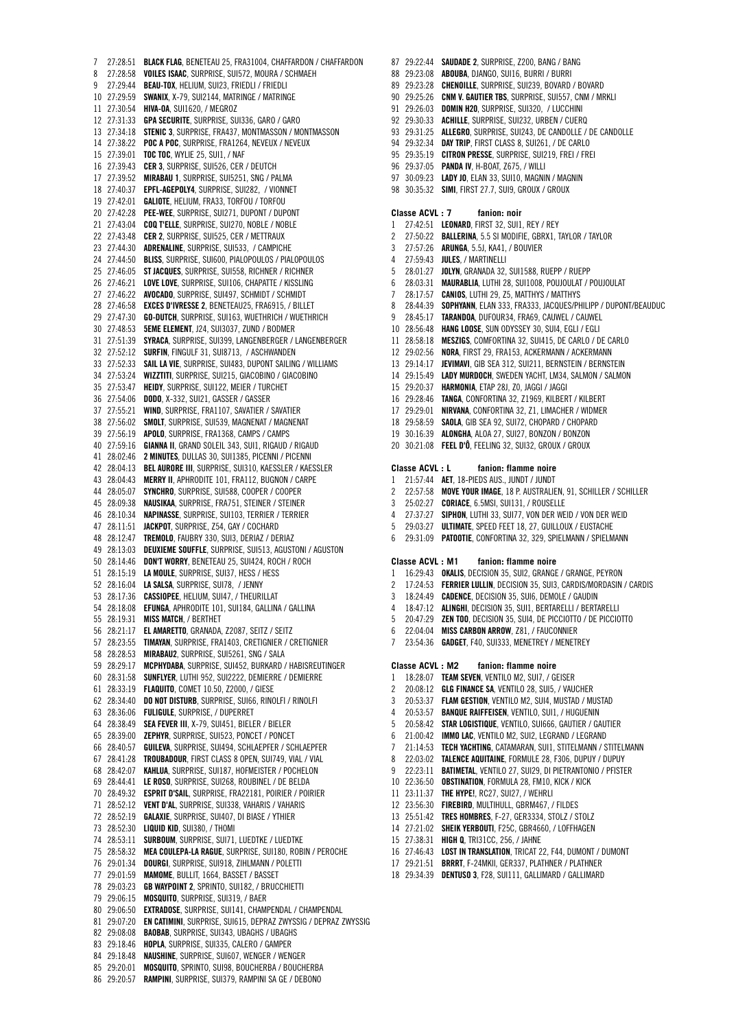7 27:28:51 **BLACK FLAG**, BENETEAU 25, FRA31004, CHAFFARDON / CHAFFARDON
8 27:28:58 **VOILES ISAAC**, SURPRISE, SUI572, MOURA / SCHMAEH
9 27:29:44 **BEAU-TOX**, HELIUM, SUI23, FRIEDLI / FRIEDLI
10 27:29:59 **SWANIX**, X-79, SUI2144, MATRINGE / MATRINGE
11 27:30:54 **HIVA-OA**, SUI1620, / MEGROZ
12 27:31:33 **GPA SECURITE**, SURPRISE, SUI336, GARO / GARO
13 27:34:18 **STENIC 3**, SURPRISE, FRA437, MONTMASSON / MONTMASSON
14 27:38:22 **POC A POC**, SURPRISE, FRA1264, NEVEUX / NEVEUX
15 27:39:01 **TOC TOC**, WYLIE 25, SUI1, / NAF
16 27:39:43 **CER 3**, SURPRISE, SUI526, CER / DEUTCH
17 27:39:52 **MIRABAU 1**, SURPRISE, SUI5251, SNG / PALMA
18 27:40:37 **EPFL-AGEPOLY4**, SURPRISE, SUI282, / VIONNET
19 27:42:01 **GALIOTE**, HELIUM, FRA33, TORFOU / TORFOU
20 27:42:28 **PEE-WEE**, SURPRISE, SUI271, DUPONT / DUPONT
21 27:43:04 **COQ T'ELLE**, SURPRISE, SUI270, NOBLE / NOBLE
22 27:43:48 **CER 2**, SURPRISE, SUI525, CER / METTRAUX
23 27:44:30 **ADRENALINE**, SURPRISE, SUI533, / CAMPICHE
24 27:44:50 **BLISS**, SURPRISE, SUI600, PIALOPOULOS / PIALOPOULOS
25 27:46:05 **ST JACQUES**, SURPRISE, SUI558, RICHNER / RICHNER
26 27:46:21 **LOVE LOVE**, SURPRISE, SUI106, CHAPATTE / KISSLING
27 27:46:22 **AVOCADO**, SURPRISE, SUI497, SCHMIDT / SCHMIDT
28 27:46:58 **EXCES D'IVRESSE 2**, BENETEAU25, FRA6915, / BILLET
29 27:47:30 **GO-DUTCH**, SURPRISE, SUI163, WUETHRICH / WUETHRICH
30 27:48:53 **5EME ELEMENT**, J24, SUI3037, ZUND / BODMER
31 27:51:39 **SYRACA**, SURPRISE, SUI399, LANGENBERGER / LANGENBERGER
32 27:52:12 **SURFIN**, FINGULF 31, SUI8713, / ASCHWANDEN
33 27:52:33 **SAIL LA VIE**, SURPRISE, SUI483, DUPONT SAILING / WILLIAMS
34 27:53:24 **WIZZTITI**, SURPRISE, SUI215, GIACOBINO / GIACOBINO
35 27:53:47 **HEIDY**, SURPRISE, SUI122, MEIER / TURCHET
36 27:54:06 **DODO**, X-332, SUI21, GASSER / GASSER
37 27:55:21 **WIND**, SURPRISE, FRA1107, SAVATIER / SAVATIER
38 27:56:02 **SMOLT**, SURPRISE, SUI539, MAGNENAT / MAGNENAT
39 27:56:19 **APOLO**, SURPRISE, FRA1368, CAMPS / CAMPS
40 27:59:16 **GIANNA II**, GRAND SOLEIL 343, SUI1, RIGAUD / RIGAUD
41 28:02:46 **2 MINUTES**, DULLAS 30, SUI1385, PICENNI / PICENNI
42 28:04:13 **BEL AURORE III**, SURPRISE, SUI310, KAESSLER / KAESSLER
43 28:04:43 **MERRY II**, APHRODITE 101, FRA112, BUGNON / CARPE
44 28:05:07 **SYNCHRO**, SURPRISE, SUI588, COOPER / COOPER
45 28:09:38 **NAUSIKAA**, SURPRISE, FRA751, STEINER / STEINER
46 28:10:34 **NAPINASSE**, SURPRISE, SUI103, TERRIER / TERRIER
47 28:11:51 **JACKPOT**, SURPRISE, Z54, GAY / COCHARD
48 28:12:47 **TREMOLO**, FAUBRY 330, SUI3, DERIAZ / DERIAZ
49 28:13:03 **DEUXIEME SOUFFLE**, SURPRISE, SUI513, AGUSTONI / AGUSTON
50 28:14:46 **DON'T WORRY**, BENETEAU 25, SUI424, ROCH / ROCH
51 28:15:19 **LA MOULE**, SURPRISE, SUI37, HESS / HESS
52 28:16:04 **LA SALSA**, SURPRISE, SUI78, / JENNY
53 28:17:36 **CASSIOPEE**, HELIUM, SUI47, / THEURILLAT
54 28:18:08 **EFUNGA**, APHRODITE 101, SUI184, GALLINA / GALLINA
55 28:19:31 **MISS MATCH**, / BERTHET
56 28:21:17 **EL AMARETTO**, GRANADA, Z2087, SEITZ / SEITZ
57 28:23:55 **TIMAYAN**, SURPRISE, FRA1403, CRETIGNIER / CRETIGNIER
58 28:28:53 **MIRABAU2**, SURPRISE, SUI5261, SNG / SALA
59 28:29:17 **MCPHYDABA**, SURPRISE, SUI452, BURKARD / HABISREUTINGER
60 28:31:58 **SUNFLYER**, LUTHI 952, SUI2222, DEMIERRE / DEMIERRE
61 28:33:19 **FLAQUITO**, COMET 10.50, Z2000, / GIESE
62 28:34:40 **DO NOT DISTURB**, SURPRISE, SUI66, RINOLFI / RINOLFI
63 28:36:06 **FULIGULE**, SURPRISE, / DUPERRET
64 28:38:49 **SEA FEVER III**, X-79, SUI451, BIELER / BIELER
65 28:39:00 **ZEPHYR**, SURPRISE, SUI523, PONCET / PONCET
66 28:40:57 **GUILEVA**, SURPRISE, SUI494, SCHLAEPFER / SCHLAEPFER
67 28:41:28 **TROUBADOUR**, FIRST CLASS 8 OPEN, SUI749, VIAL / VIAL
68 28:42:07 **KAHLUA**, SURPRISE, SUI187, HOFMEISTER / POCHELON
69 28:44:41 **LE ROSO**, SURPRISE, SUI268, ROUBINEL / DE BELDA
70 28:49:32 **ESPRIT D'SAIL**, SURPRISE, FRA22181, POIRIER / POIRIER
71 28:52:12 **VENT D'AL**, SURPRISE, SUI338, VAHARIS / VAHARIS
72 28:52:19 **GALAXIE**, SURPRISE, SUI407, DI BIASE / YTHIER
73 28:52:30 **LIQUID KID**, SUI380, / THOMI
74 28:53:11 **SURBOUM**, SURPRISE, SUI71, LUEDTKE / LUEDTKE
75 28:58:32 **MEA COULEPA-LA RAGUE**, SURPRISE, SUI180, ROBIN / PEROCHE
76 29:01:34 **DOURGI**, SURPRISE, SUI918, ZIHLMANN / POLETTI
77 29:01:59 **MAMOME**, BULLIT, 1664, BASSET / BASSET
78 29:03:23 **GB WAYPOINT 2**, SPRINTO, SUI182, / BRUCCHIETTI
79 29:06:15 **MOSQUITO**, SURPRISE, SUI319, / BAER
80 29:06:50 **EXTRADOSE**, SURPRISE, SUI141, CHAMPENDAL / CHAMPENDAL
81 29:07:20 **EN CATIMINI**, SURPRISE, SUI615, DEPRAZ ZWYSSIG / DEPRAZ ZWYSSIG
82 29:08:08 **BAOBAB**, SURPRISE, SUI343, UBAGHS / UBAGHS
83 29:18:46 **HOPLA**, SURPRISE, SUI335, CALERO / GAMPER
84 29:18:48 **NAUSHINE**, SURPRISE, SUI607, WENGER / WENGER
85 29:20:01 **MOSQUITO**, SPRINTO, SUI98, BOUCHERBA / BOUCHERBA
86 29:20:57 **RAMPINI**, SURPRISE, SUI379, RAMPINI SA GE / DEBONO
87 29:22:44 **SAUDADE 2**, SURPRISE, Z200, BANG / BANG
88 29:23:08 **ABOUBA**, DJANGO, SUI16, BURRI / BURRI
89 29:23:28 **CHENOILLE**, SURPRISE, SUI239, BOVARD / BOVARD
90 29:25:26 **CNM V. GAUTIER TBS**, SURPRISE, SUI557, CNM / MRKLI
91 29:26:03 **DOMIN H2O**, SURPRISE, SUI320, / LUCCHINI
92 29:30:33 **ACHILLE**, SURPRISE, SUI232, URBEN / CUERQ
93 29:31:25 **ALLEGRO**, SURPRISE, SUI243, DE CANDOLLE / DE CANDOLLE
94 29:32:34 **DAY TRIP**, FIRST CLASS 8, SUI261, / DE CARLO
95 29:35:19 **CITRON PRESSE**, SURPRISE, SUI219, FREI / FREI
96 29:37:05 **PANDA IV**, H-BOAT, Z675, / WILLI
97 30:09:23 **LADY JO**, ELAN 33, SUI10, MAGNIN / MAGNIN
98 30:35:32 **SIMI**, FIRST 27.7, SUI9, GROUX / GROUX

**Classe ACVL : 7 fanion: noir**

1 27:42:51 **LEONARD**, FIRST 32, SUI1, REY / REY
2 27:50:22 **BALLERINA**, 5.5 SI MODIFIE, GBRX1, TAYLOR / TAYLOR
3 27:57:26 **ARUNGA**, 5.5J, KA41, / BOUVIER
4 27:59:43 **JULES**, / MARTINELLI
5 28:01:27 **JOLYN**, GRANADA 32, SUI1588, RUEPP / RUEPP
6 28:03:31 **MAURABLIA**, LUTHI 28, SUI1008, POUJOULAT / POUJOULAT
7 28:17:57 **CANIOS**, LUTHI 29, Z5, MATTHYS / MATTHYS
8 28:44:39 **SOPHYANN**, ELAN 333, FRA333, JACQUES/PHILIPP / DUPONT/BEAUDUC
9 28:45:17 **TARANDOA**, DUFOUR34, FRA69, CAUWEL / CAUWEL
10 28:56:48 **HANG LOOSE**, SUN ODYSSEY 30, SUI4, EGLI / EGLI
11 28:58:18 **MESZIGS**, COMFORTINA 32, SUI415, DE CARLO / DE CARLO
12 29:02:56 **NORA**, FIRST 29, FRA153, ACKERMANN / ACKERMANN
13 29:14:17 **JEVIMAVI**, GIB SEA 312, SUI211, BERNSTEIN / BERNSTEIN
14 29:15:49 **LADY MURDOCH**, SWEDEN YACHT, LM34, SALMON / SALMON
15 29:20:37 **HARMONIA**, ETAP 28J, Z0, JAGGI / JAGGI
16 29:28:46 **TANGA**, CONFORTINA 32, Z1969, KILBERT / KILBERT
17 29:29:01 **NIRVANA**, CONFORTINA 32, Z1, LIMACHER / WIDMER
18 29:58:59 **SAOLA**, GIB SEA 92, SUI72, CHOPARD / CHOPARD
19 30:16:39 **ALONGHA**, ALOA 27, SUI27, BONZON / BONZON
20 30:21:08 **FEEL D'Ô**, FEELING 32, SUI32, GROUX / GROUX

**Classe ACVL : L fanion: flamme noire**

1 21:57:44 **AET**, 18-PIEDS AUS., JUNDT / JUNDT
2 22:57:58 **MOVE YOUR IMAGE**, 18 P. AUSTRALIEN, 91, SCHILLER / SCHILLER
3 25:02:27 **CORIACE**, 6.5MSI, SUI131, / ROUSELLE
4 27:37:27 **SIPHON**, LUTHI 33, SUI77, VON DER WEID / VON DER WEID
5 29:03:27 **ULTIMATE**, SPEED FEET 18, 27, GUILLOUX / EUSTACHE
6 29:31:09 **PATOOTIE**, CONFORTINA 32, 329, SPIELMANN / SPIELMANN

**Classe ACVL : M1 fanion: flamme noire**

1 16:29:43 **OKALIS**, DECISION 35, SUI2, GRANGE / GRANGE, PEYRON
2 17:24:53 **FERRIER LULLIN**, DECISION 35, SUI3, CARDIS/MORDASIN / CARDIS
3 18:24:49 **CADENCE**, DECISION 35, SUI6, DEMOLE / GAUDIN
4 18:47:12 **ALINGHI**, DECISION 35, SUI1, BERTARELLI / BERTARELLI
5 20:47:29 **ZEN TOO**, DECISION 35, SUI4, DE PICCIOTTO / DE PICCIOTTO
6 22:04:04 **MISS CARBON ARROW**, Z81, / FAUCONNIER
7 23:54:36 **GADGET**, F40, SUI333, MENETREY / MENETREY

**Classe ACVL : M2 fanion: flamme noire**

1 18:28:07 **TEAM SEVEN**, VENTILO M2, SUI7, / GEISER
2 20:08:12 **GLG FINANCE SA**, VENTILO 28, SUI5, / VAUCHER
3 20:53:37 **FLAM GESTION**, VENTILO M2, SUI4, MUSTAD / MUSTAD
4 20:53:57 **BANQUE RAIFFEISEN**, VENTILO, SUI1, / HUGUENIN
5 20:58:42 **STAR LOGISTIQUE**, VENTILO, SUI666, GAUTIER / GAUTIER
6 21:00:42 **IMMO LAC**, VENTILO M2, SUI2, LEGRAND / LEGRAND
7 21:14:53 **TECH YACHTING**, CATAMARAN, SUI1, STITELMANN / STITELMANN
8 22:03:02 **TALENCE AQUITAINE**, FORMULE 28, F306, DUPUY / DUPUY
9 22:23:11 **BATIMETAL**, VENTILO 27, SUI29, DI PIETRANTONIO / PFISTER
10 22:36:50 **OBSTINATION**, FORMULA 28, FM10, KICK / KICK
11 23:11:37 **THE HYPE!**, RC27, SUI27, / WEHRLI
12 23:56:30 **FIREBIRD**, MULTIHULL, GBRM467, / FILDES
13 25:51:42 **TRES HOMBRES**, F-27, GER3334, STOLZ / STOLZ
14 27:21:02 **SHEIK YERBOUTI**, F25C, GBR4660, / LOFFHAGEN
15 27:38:31 **HIGH Q**, TRI31CC, 256, / JAHNE
16 27:46:43 **LOST IN TRANSLATION**, TRICAT 22, F44, DUMONT / DUMONT
17 29:21:51 **BRRRT**, F-24MKII, GER337, PLATHNER / PLATHNER
18 29:34:39 **DENTUSO 3**, F28, SUI111, GALLIMARD / GALLIMARD